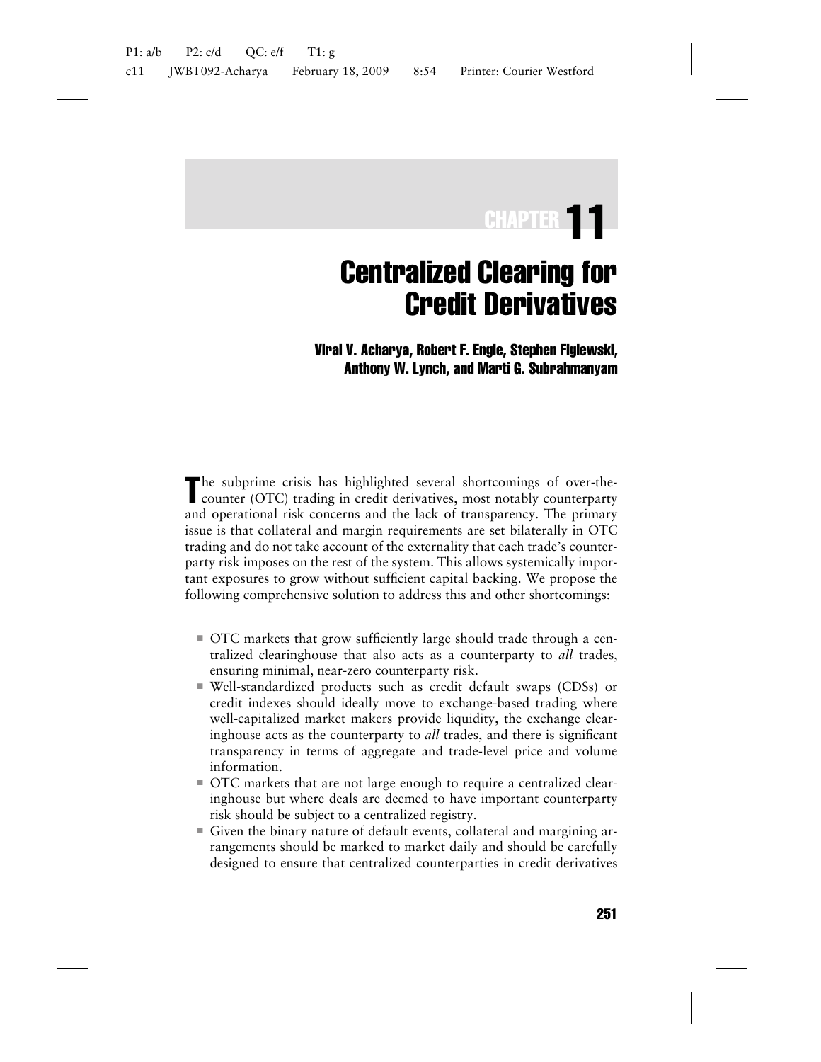# CHAPTER 11

# Centralized Clearing for Credit Derivatives

**Viral V. Acharya, Robert F. Engle, Stephen Figlewski, Anthony W. Lynch, and Marti G. Subrahmanyam**

The subprime crisis has highlighted several shortcomings of over-the-counter (OTC) trading in credit derivatives, most notably counterparty and operational risk concerns and the lack of transparency. The primary issue is that collateral and margin requirements are set bilaterally in OTC trading and do not take account of the externality that each trade's counterparty risk imposes on the rest of the system. This allows systemically important exposures to grow without sufficient capital backing. We propose the following comprehensive solution to address this and other shortcomings:

- OTC markets that grow sufficiently large should trade through a centralized clearinghouse that also acts as a counterparty to *all* trades, ensuring minimal, near-zero counterparty risk.
- Well-standardized products such as credit default swaps (CDSs) or credit indexes should ideally move to exchange-based trading where well-capitalized market makers provide liquidity, the exchange clearinghouse acts as the counterparty to *all* trades, and there is significant transparency in terms of aggregate and trade-level price and volume information.
- OTC markets that are not large enough to require a centralized clearinghouse but where deals are deemed to have important counterparty risk should be subject to a centralized registry.
- Given the binary nature of default events, collateral and margining arrangements should be marked to market daily and should be carefully designed to ensure that centralized counterparties in credit derivatives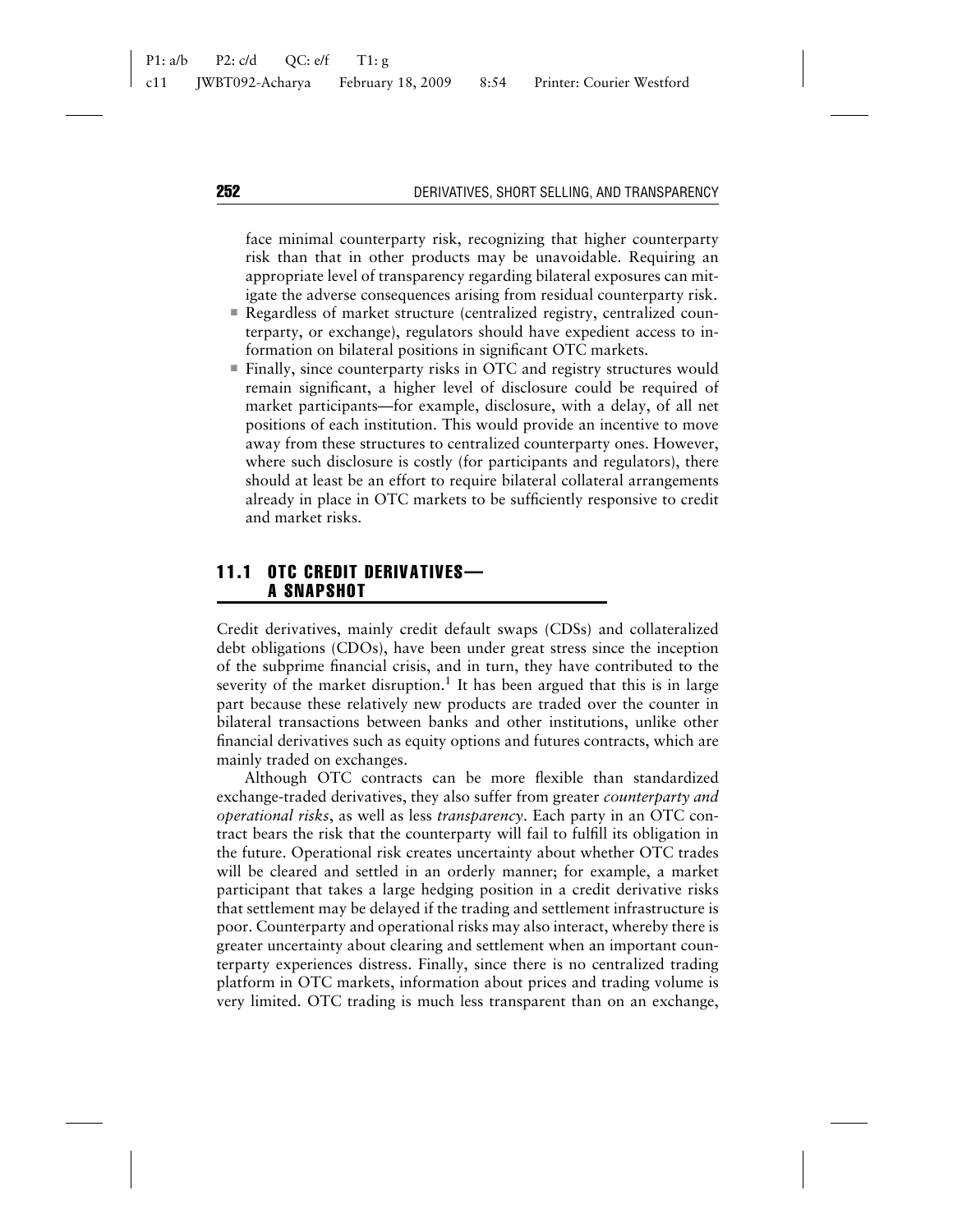face minimal counterparty risk, recognizing that higher counterparty risk than that in other products may be unavoidable. Requiring an appropriate level of transparency regarding bilateral exposures can mitigate the adverse consequences arising from residual counterparty risk.

- Regardless of market structure (centralized registry, centralized counterparty, or exchange), regulators should have expedient access to information on bilateral positions in significant OTC markets.
- Finally, since counterparty risks in OTC and registry structures would remain significant, a higher level of disclosure could be required of market participants—for example, disclosure, with a delay, of all net positions of each institution. This would provide an incentive to move away from these structures to centralized counterparty ones. However, where such disclosure is costly (for participants and regulators), there should at least be an effort to require bilateral collateral arrangements already in place in OTC markets to be sufficiently responsive to credit and market risks.

## 11.1 OTC CREDIT DERIVATIVES—A SNAPSHOT

Credit derivatives, mainly credit default swaps (CDSs) and collateralized debt obligations (CDOs), have been under great stress since the inception of the subprime financial crisis, and in turn, they have contributed to the severity of the market disruption.[1] It has been argued that this is in large part because these relatively new products are traded over the counter in bilateral transactions between banks and other institutions, unlike other financial derivatives such as equity options and futures contracts, which are mainly traded on exchanges.

Although OTC contracts can be more flexible than standardized exchange-traded derivatives, they also suffer from greater *counterparty and operational risks*, as well as less *transparency*. Each party in an OTC contract bears the risk that the counterparty will fail to fulfill its obligation in the future. Operational risk creates uncertainty about whether OTC trades will be cleared and settled in an orderly manner; for example, a market participant that takes a large hedging position in a credit derivative risks that settlement may be delayed if the trading and settlement infrastructure is poor. Counterparty and operational risks may also interact, whereby there is greater uncertainty about clearing and settlement when an important counterparty experiences distress. Finally, since there is no centralized trading platform in OTC markets, information about prices and trading volume is very limited. OTC trading is much less transparent than on an exchange,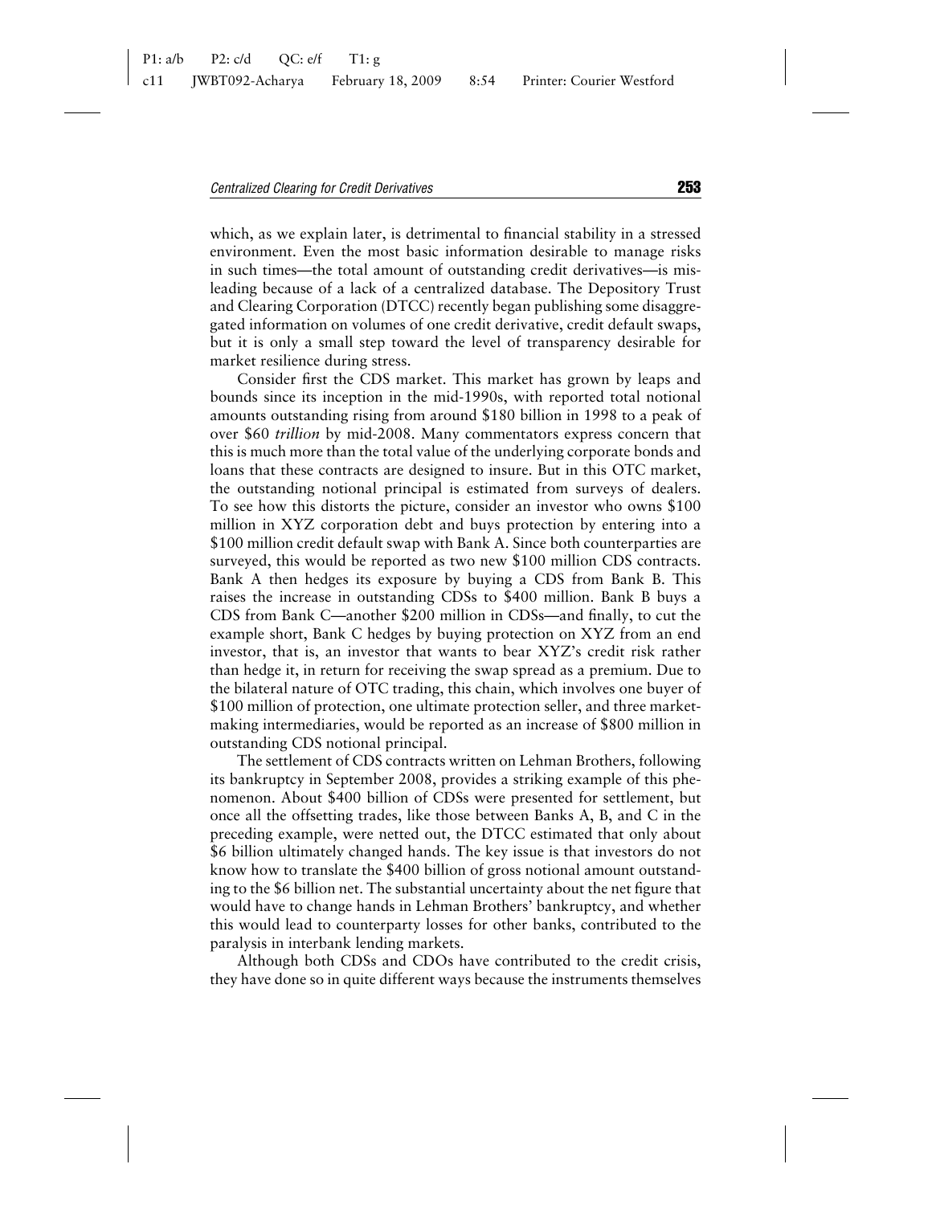which, as we explain later, is detrimental to financial stability in a stressed environment. Even the most basic information desirable to manage risks in such times—the total amount of outstanding credit derivatives—is misleading because of a lack of a centralized database. The Depository Trust and Clearing Corporation (DTCC) recently began publishing some disaggregated information on volumes of one credit derivative, credit default swaps, but it is only a small step toward the level of transparency desirable for market resilience during stress.

Consider first the CDS market. This market has grown by leaps and bounds since its inception in the mid-1990s, with reported total notional amounts outstanding rising from around $180 billion in 1998 to a peak of over $60 *trillion* by mid-2008. Many commentators express concern that this is much more than the total value of the underlying corporate bonds and loans that these contracts are designed to insure. But in this OTC market, the outstanding notional principal is estimated from surveys of dealers. To see how this distorts the picture, consider an investor who owns $100 million in XYZ corporation debt and buys protection by entering into a $100 million credit default swap with Bank A. Since both counterparties are surveyed, this would be reported as two new $100 million CDS contracts. Bank A then hedges its exposure by buying a CDS from Bank B. This raises the increase in outstanding CDSs to $400 million. Bank B buys a CDS from Bank C—another $200 million in CDSs—and finally, to cut the example short, Bank C hedges by buying protection on XYZ from an end investor, that is, an investor that wants to bear XYZ's credit risk rather than hedge it, in return for receiving the swap spread as a premium. Due to the bilateral nature of OTC trading, this chain, which involves one buyer of $100 million of protection, one ultimate protection seller, and three market-making intermediaries, would be reported as an increase of $800 million in outstanding CDS notional principal.

The settlement of CDS contracts written on Lehman Brothers, following its bankruptcy in September 2008, provides a striking example of this phenomenon. About $400 billion of CDSs were presented for settlement, but once all the offsetting trades, like those between Banks A, B, and C in the preceding example, were netted out, the DTCC estimated that only about $6 billion ultimately changed hands. The key issue is that investors do not know how to translate the $400 billion of gross notional amount outstanding to the $6 billion net. The substantial uncertainty about the net figure that would have to change hands in Lehman Brothers' bankruptcy, and whether this would lead to counterparty losses for other banks, contributed to the paralysis in interbank lending markets.

Although both CDSs and CDOs have contributed to the credit crisis, they have done so in quite different ways because the instruments themselves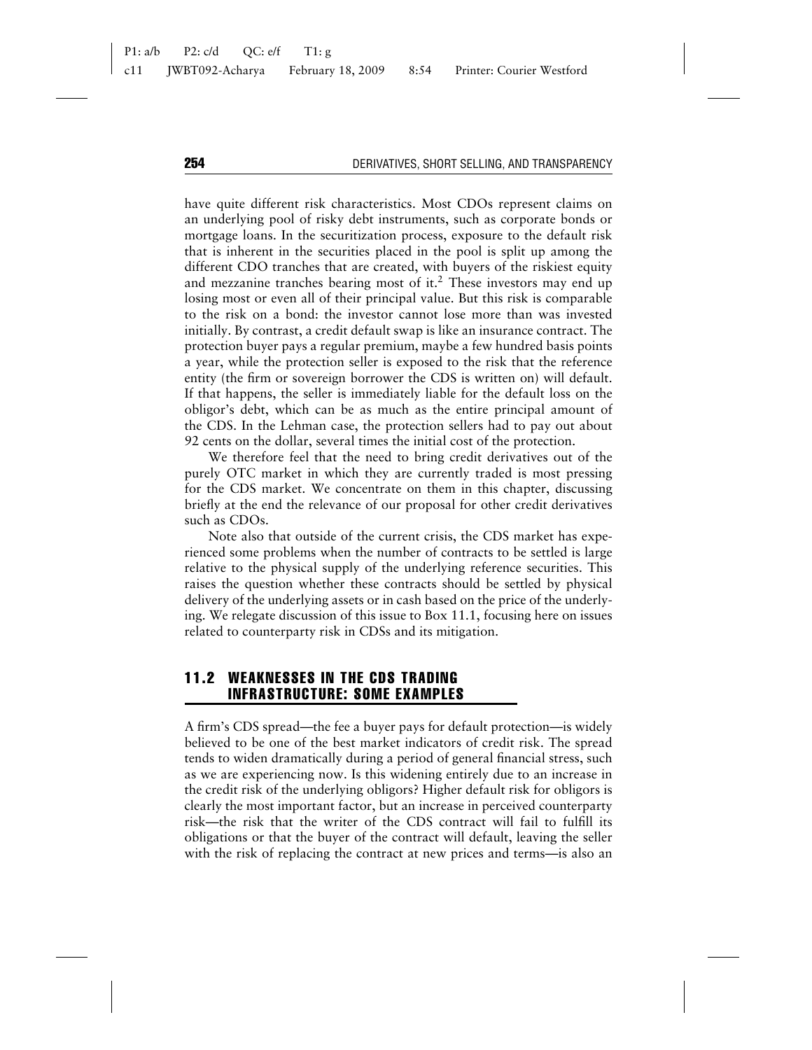have quite different risk characteristics. Most CDOs represent claims on an underlying pool of risky debt instruments, such as corporate bonds or mortgage loans. In the securitization process, exposure to the default risk that is inherent in the securities placed in the pool is split up among the different CDO tranches that are created, with buyers of the riskiest equity and mezzanine tranches bearing most of it.[2] These investors may end up losing most or even all of their principal value. But this risk is comparable to the risk on a bond: the investor cannot lose more than was invested initially. By contrast, a credit default swap is like an insurance contract. The protection buyer pays a regular premium, maybe a few hundred basis points a year, while the protection seller is exposed to the risk that the reference entity (the firm or sovereign borrower the CDS is written on) will default. If that happens, the seller is immediately liable for the default loss on the obligor's debt, which can be as much as the entire principal amount of the CDS. In the Lehman case, the protection sellers had to pay out about 92 cents on the dollar, several times the initial cost of the protection.

We therefore feel that the need to bring credit derivatives out of the purely OTC market in which they are currently traded is most pressing for the CDS market. We concentrate on them in this chapter, discussing briefly at the end the relevance of our proposal for other credit derivatives such as CDOs.

Note also that outside of the current crisis, the CDS market has experienced some problems when the number of contracts to be settled is large relative to the physical supply of the underlying reference securities. This raises the question whether these contracts should be settled by physical delivery of the underlying assets or in cash based on the price of the underlying. We relegate discussion of this issue to Box 11.1, focusing here on issues related to counterparty risk in CDSs and its mitigation.

## 11.2 WEAKNESSES IN THE CDS TRADING INFRASTRUCTURE: SOME EXAMPLES

A firm's CDS spread—the fee a buyer pays for default protection—is widely believed to be one of the best market indicators of credit risk. The spread tends to widen dramatically during a period of general financial stress, such as we are experiencing now. Is this widening entirely due to an increase in the credit risk of the underlying obligors? Higher default risk for obligors is clearly the most important factor, but an increase in perceived counterparty risk—the risk that the writer of the CDS contract will fail to fulfill its obligations or that the buyer of the contract will default, leaving the seller with the risk of replacing the contract at new prices and terms—is also an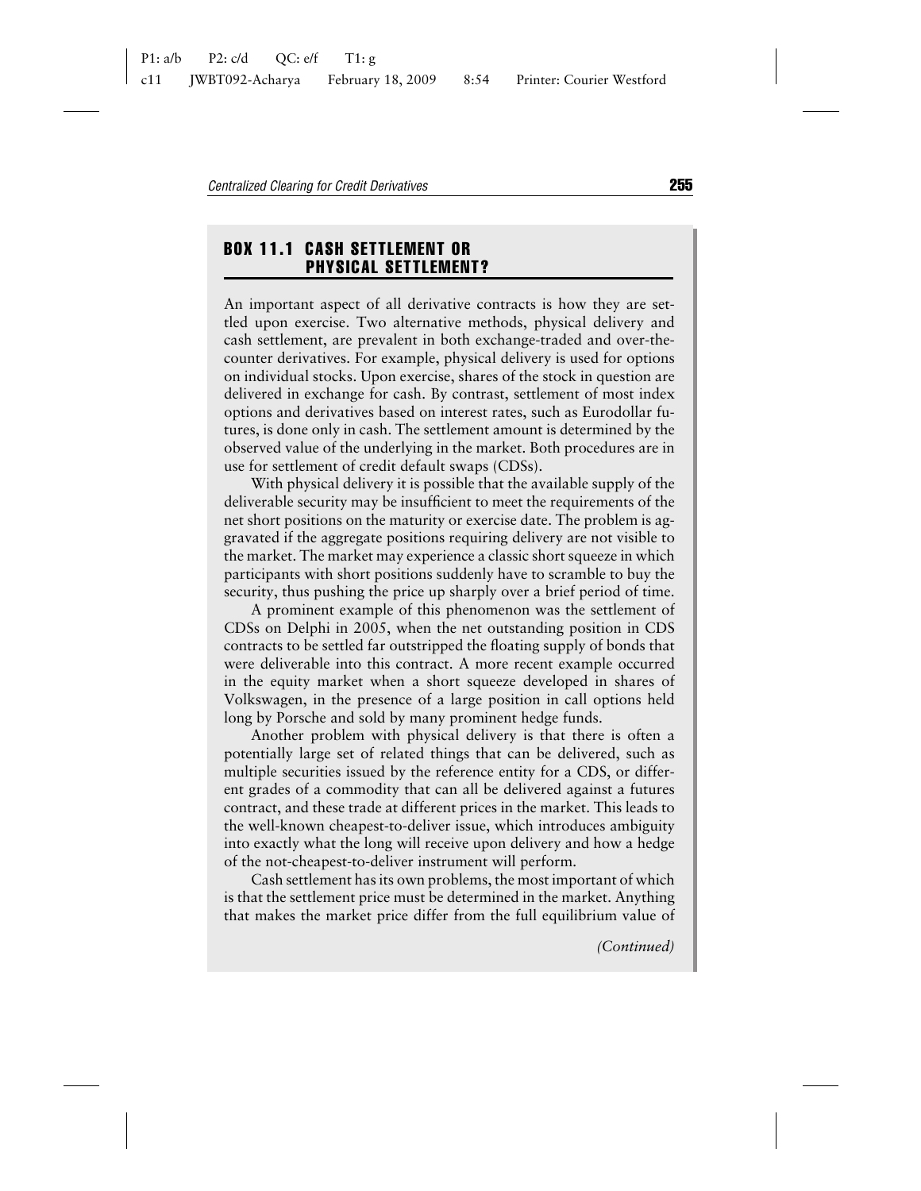## BOX 11.1 CASH SETTLEMENT OR PHYSICAL SETTLEMENT?

An important aspect of all derivative contracts is how they are settled upon exercise. Two alternative methods, physical delivery and cash settlement, are prevalent in both exchange-traded and over-the-counter derivatives. For example, physical delivery is used for options on individual stocks. Upon exercise, shares of the stock in question are delivered in exchange for cash. By contrast, settlement of most index options and derivatives based on interest rates, such as Eurodollar futures, is done only in cash. The settlement amount is determined by the observed value of the underlying in the market. Both procedures are in use for settlement of credit default swaps (CDSs).

With physical delivery it is possible that the available supply of the deliverable security may be insufficient to meet the requirements of the net short positions on the maturity or exercise date. The problem is aggravated if the aggregate positions requiring delivery are not visible to the market. The market may experience a classic short squeeze in which participants with short positions suddenly have to scramble to buy the security, thus pushing the price up sharply over a brief period of time.

A prominent example of this phenomenon was the settlement of CDSs on Delphi in 2005, when the net outstanding position in CDS contracts to be settled far outstripped the floating supply of bonds that were deliverable into this contract. A more recent example occurred in the equity market when a short squeeze developed in shares of Volkswagen, in the presence of a large position in call options held long by Porsche and sold by many prominent hedge funds.

Another problem with physical delivery is that there is often a potentially large set of related things that can be delivered, such as multiple securities issued by the reference entity for a CDS, or different grades of a commodity that can all be delivered against a futures contract, and these trade at different prices in the market. This leads to the well-known cheapest-to-deliver issue, which introduces ambiguity into exactly what the long will receive upon delivery and how a hedge of the not-cheapest-to-deliver instrument will perform.

Cash settlement has its own problems, the most important of which is that the settlement price must be determined in the market. Anything that makes the market price differ from the full equilibrium value of

*(Continued)*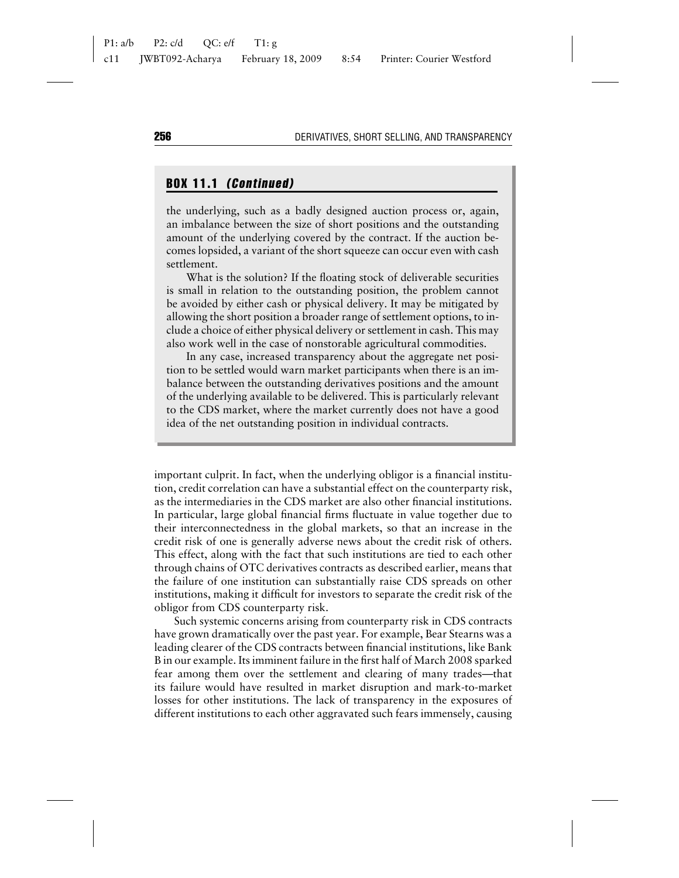## BOX 11.1 *(Continued)*

the underlying, such as a badly designed auction process or, again, an imbalance between the size of short positions and the outstanding amount of the underlying covered by the contract. If the auction becomes lopsided, a variant of the short squeeze can occur even with cash settlement.

What is the solution? If the floating stock of deliverable securities is small in relation to the outstanding position, the problem cannot be avoided by either cash or physical delivery. It may be mitigated by allowing the short position a broader range of settlement options, to include a choice of either physical delivery or settlement in cash. This may also work well in the case of nonstorable agricultural commodities.

In any case, increased transparency about the aggregate net position to be settled would warn market participants when there is an imbalance between the outstanding derivatives positions and the amount of the underlying available to be delivered. This is particularly relevant to the CDS market, where the market currently does not have a good idea of the net outstanding position in individual contracts.

---

important culprit. In fact, when the underlying obligor is a financial institution, credit correlation can have a substantial effect on the counterparty risk, as the intermediaries in the CDS market are also other financial institutions. In particular, large global financial firms fluctuate in value together due to their interconnectedness in the global markets, so that an increase in the credit risk of one is generally adverse news about the credit risk of others. This effect, along with the fact that such institutions are tied to each other through chains of OTC derivatives contracts as described earlier, means that the failure of one institution can substantially raise CDS spreads on other institutions, making it difficult for investors to separate the credit risk of the obligor from CDS counterparty risk.

Such systemic concerns arising from counterparty risk in CDS contracts have grown dramatically over the past year. For example, Bear Stearns was a leading clearer of the CDS contracts between financial institutions, like Bank B in our example. Its imminent failure in the first half of March 2008 sparked fear among them over the settlement and clearing of many trades—that its failure would have resulted in market disruption and mark-to-market losses for other institutions. The lack of transparency in the exposures of different institutions to each other aggravated such fears immensely, causing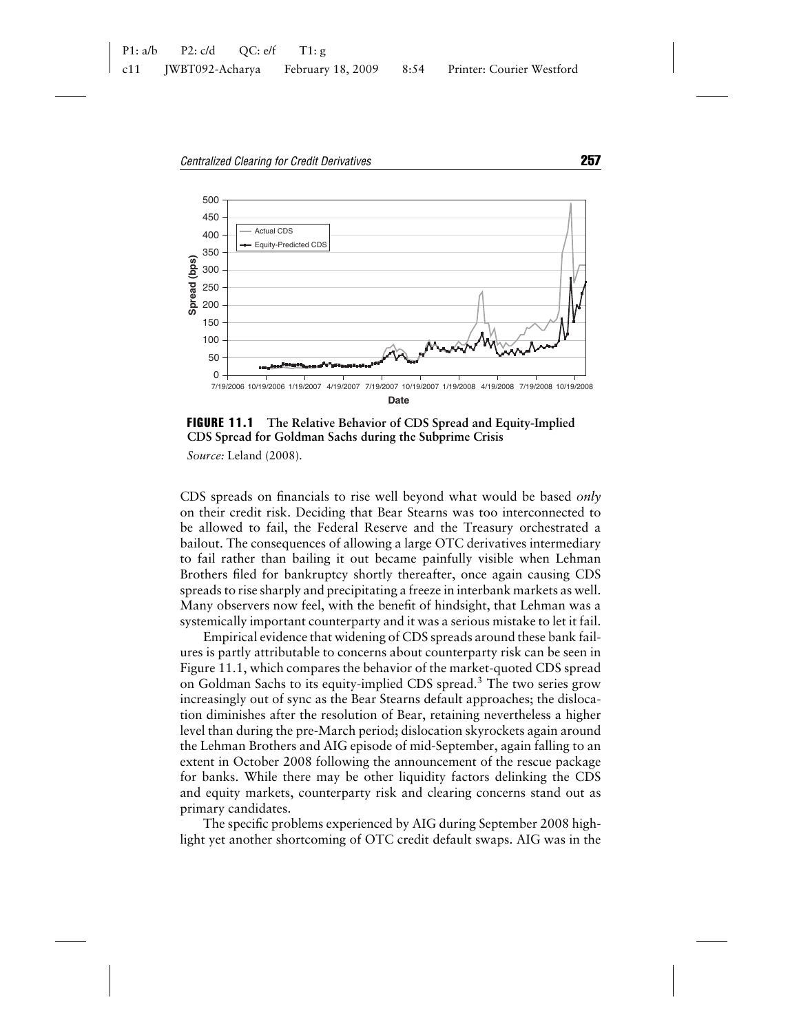**FIGURE 11.1** The Relative Behavior of CDS Spread and Equity-Implied CDS Spread for Goldman Sachs during the Subprime Crisis

*Source:* Leland (2008).

CDS spreads on financials to rise well beyond what would be based *only* on their credit risk. Deciding that Bear Stearns was too interconnected to be allowed to fail, the Federal Reserve and the Treasury orchestrated a bailout. The consequences of allowing a large OTC derivatives intermediary to fail rather than bailing it out became painfully visible when Lehman Brothers filed for bankruptcy shortly thereafter, once again causing CDS spreads to rise sharply and precipitating a freeze in interbank markets as well. Many observers now feel, with the benefit of hindsight, that Lehman was a systemically important counterparty and it was a serious mistake to let it fail.

Empirical evidence that widening of CDS spreads around these bank failures is partly attributable to concerns about counterparty risk can be seen in Figure 11.1, which compares the behavior of the market-quoted CDS spread on Goldman Sachs to its equity-implied CDS spread.[3] The two series grow increasingly out of sync as the Bear Stearns default approaches; the dislocation diminishes after the resolution of Bear, retaining nevertheless a higher level than during the pre-March period; dislocation skyrockets again around the Lehman Brothers and AIG episode of mid-September, again falling to an extent in October 2008 following the announcement of the rescue package for banks. While there may be other liquidity factors delinking the CDS and equity markets, counterparty risk and clearing concerns stand out as primary candidates.

The specific problems experienced by AIG during September 2008 highlight yet another shortcoming of OTC credit default swaps. AIG was in the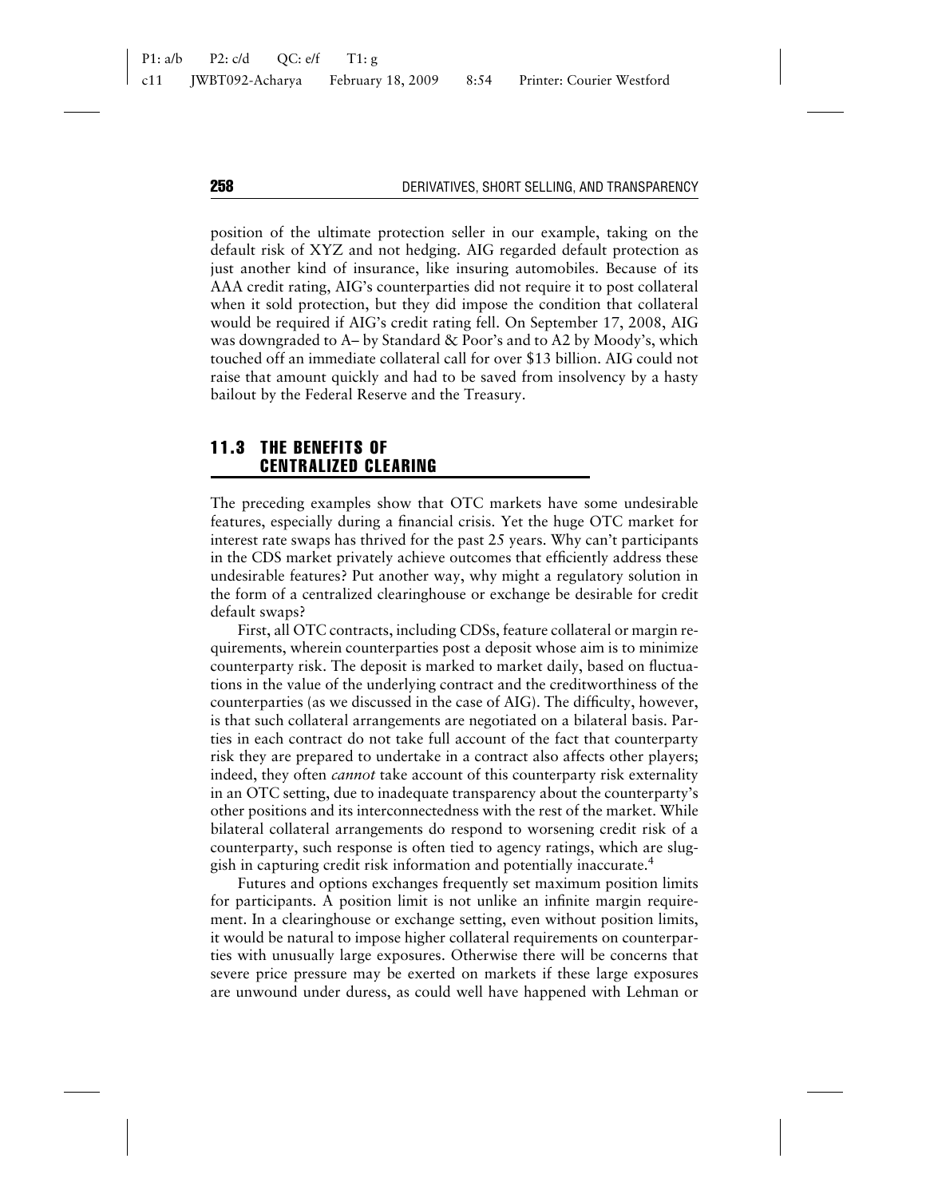position of the ultimate protection seller in our example, taking on the default risk of XYZ and not hedging. AIG regarded default protection as just another kind of insurance, like insuring automobiles. Because of its AAA credit rating, AIG's counterparties did not require it to post collateral when it sold protection, but they did impose the condition that collateral would be required if AIG's credit rating fell. On September 17, 2008, AIG was downgraded to A– by Standard & Poor's and to A2 by Moody's, which touched off an immediate collateral call for over $13 billion. AIG could not raise that amount quickly and had to be saved from insolvency by a hasty bailout by the Federal Reserve and the Treasury.

## 11.3 THE BENEFITS OF CENTRALIZED CLEARING

The preceding examples show that OTC markets have some undesirable features, especially during a financial crisis. Yet the huge OTC market for interest rate swaps has thrived for the past 25 years. Why can't participants in the CDS market privately achieve outcomes that efficiently address these undesirable features? Put another way, why might a regulatory solution in the form of a centralized clearinghouse or exchange be desirable for credit default swaps?

First, all OTC contracts, including CDSs, feature collateral or margin requirements, wherein counterparties post a deposit whose aim is to minimize counterparty risk. The deposit is marked to market daily, based on fluctuations in the value of the underlying contract and the creditworthiness of the counterparties (as we discussed in the case of AIG). The difficulty, however, is that such collateral arrangements are negotiated on a bilateral basis. Parties in each contract do not take full account of the fact that counterparty risk they are prepared to undertake in a contract also affects other players; indeed, they often *cannot* take account of this counterparty risk externality in an OTC setting, due to inadequate transparency about the counterparty's other positions and its interconnectedness with the rest of the market. While bilateral collateral arrangements do respond to worsening credit risk of a counterparty, such response is often tied to agency ratings, which are sluggish in capturing credit risk information and potentially inaccurate.[4]

Futures and options exchanges frequently set maximum position limits for participants. A position limit is not unlike an infinite margin requirement. In a clearinghouse or exchange setting, even without position limits, it would be natural to impose higher collateral requirements on counterparties with unusually large exposures. Otherwise there will be concerns that severe price pressure may be exerted on markets if these large exposures are unwound under duress, as could well have happened with Lehman or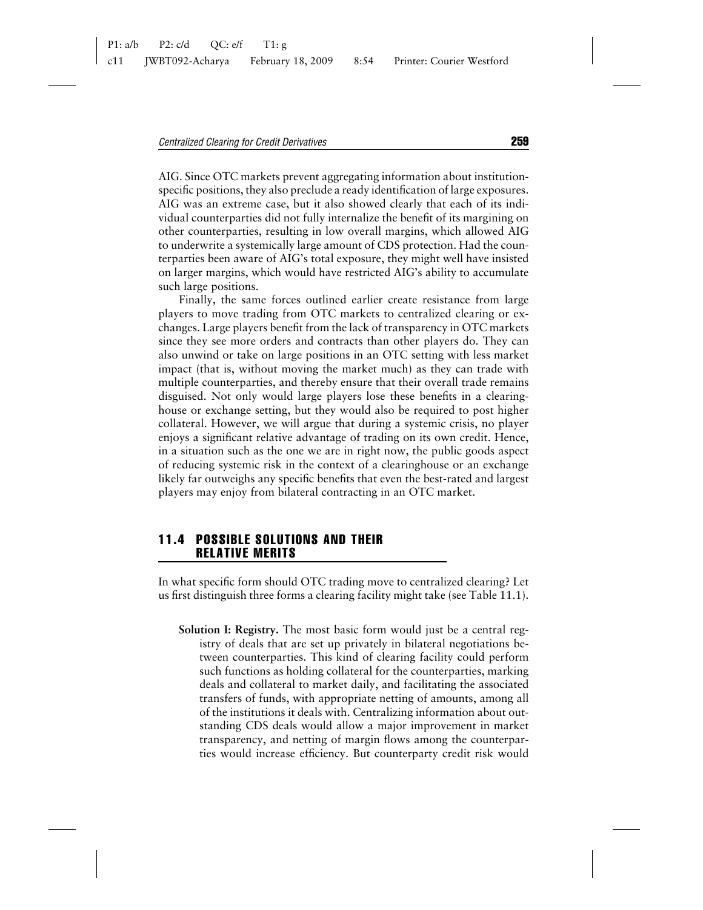AIG. Since OTC markets prevent aggregating information about institution-specific positions, they also preclude a ready identification of large exposures. AIG was an extreme case, but it also showed clearly that each of its individual counterparties did not fully internalize the benefit of its margining on other counterparties, resulting in low overall margins, which allowed AIG to underwrite a systemically large amount of CDS protection. Had the counterparties been aware of AIG's total exposure, they might well have insisted on larger margins, which would have restricted AIG's ability to accumulate such large positions.

Finally, the same forces outlined earlier create resistance from large players to move trading from OTC markets to centralized clearing or exchanges. Large players benefit from the lack of transparency in OTC markets since they see more orders and contracts than other players do. They can also unwind or take on large positions in an OTC setting with less market impact (that is, without moving the market much) as they can trade with multiple counterparties, and thereby ensure that their overall trade remains disguised. Not only would large players lose these benefits in a clearinghouse or exchange setting, but they would also be required to post higher collateral. However, we will argue that during a systemic crisis, no player enjoys a significant relative advantage of trading on its own credit. Hence, in a situation such as the one we are in right now, the public goods aspect of reducing systemic risk in the context of a clearinghouse or an exchange likely far outweighs any specific benefits that even the best-rated and largest players may enjoy from bilateral contracting in an OTC market.

## 11.4 POSSIBLE SOLUTIONS AND THEIR RELATIVE MERITS

In what specific form should OTC trading move to centralized clearing? Let us first distinguish three forms a clearing facility might take (see Table 11.1).

**Solution I: Registry.** The most basic form would just be a central registry of deals that are set up privately in bilateral negotiations between counterparties. This kind of clearing facility could perform such functions as holding collateral for the counterparties, marking deals and collateral to market daily, and facilitating the associated transfers of funds, with appropriate netting of amounts, among all of the institutions it deals with. Centralizing information about outstanding CDS deals would allow a major improvement in market transparency, and netting of margin flows among the counterparties would increase efficiency. But counterparty credit risk would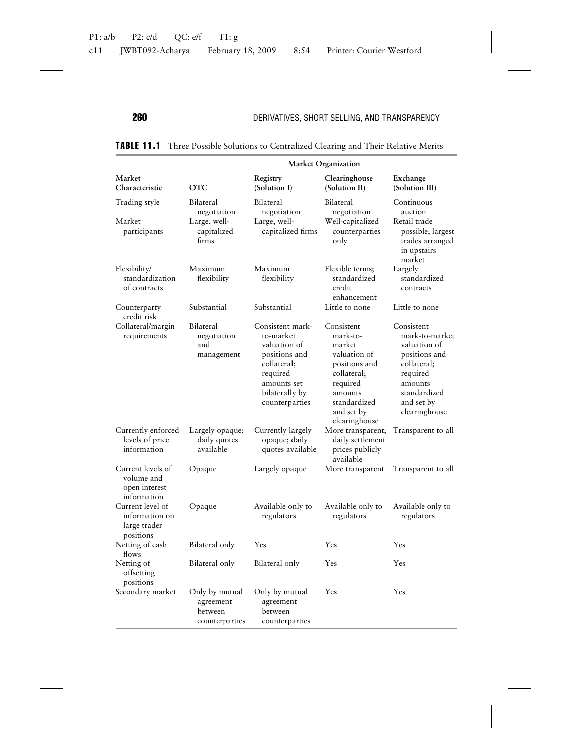**TABLE 11.1** Three Possible Solutions to Centralized Clearing and Their Relative Merits

| | Market Organization | | | |
|---|---|---|---|---|
| Market Characteristic | OTC | Registry (Solution I) | Clearinghouse (Solution II) | Exchange (Solution III) |
| Trading style | Bilateral negotiation | Bilateral negotiation | Bilateral negotiation | Continuous auction |
| Market participants | Large, well-capitalized firms | Large, well-capitalized firms | Well-capitalized counterparties only | Retail trade possible; largest trades arranged in upstairs market |
| Flexibility/standardization of contracts | Maximum flexibility | Maximum flexibility | Flexible terms; standardized credit enhancement | Largely standardized contracts |
| Counterparty credit risk | Substantial | Substantial | Little to none | Little to none |
| Collateral/margin requirements | Bilateral negotiation and management | Consistent mark-to-market valuation of positions and collateral; required amounts set bilaterally by counterparties | Consistent mark-to-market valuation of positions and collateral; required amounts standardized and set by clearinghouse | Consistent mark-to-market valuation of positions and collateral; required amounts standardized and set by clearinghouse |
| Currently enforced levels of price information | Largely opaque; daily quotes available | Currently largely opaque; daily quotes available | More transparent; daily settlement prices publicly available | Transparent to all |
| Current levels of volume and open interest information | Opaque | Largely opaque | More transparent | Transparent to all |
| Current level of information on large trader positions | Opaque | Available only to regulators | Available only to regulators | Available only to regulators |
| Netting of cash flows | Bilateral only | Yes | Yes | Yes |
| Netting of offsetting positions | Bilateral only | Bilateral only | Yes | Yes |
| Secondary market | Only by mutual agreement between counterparties | Only by mutual agreement between counterparties | Yes | Yes |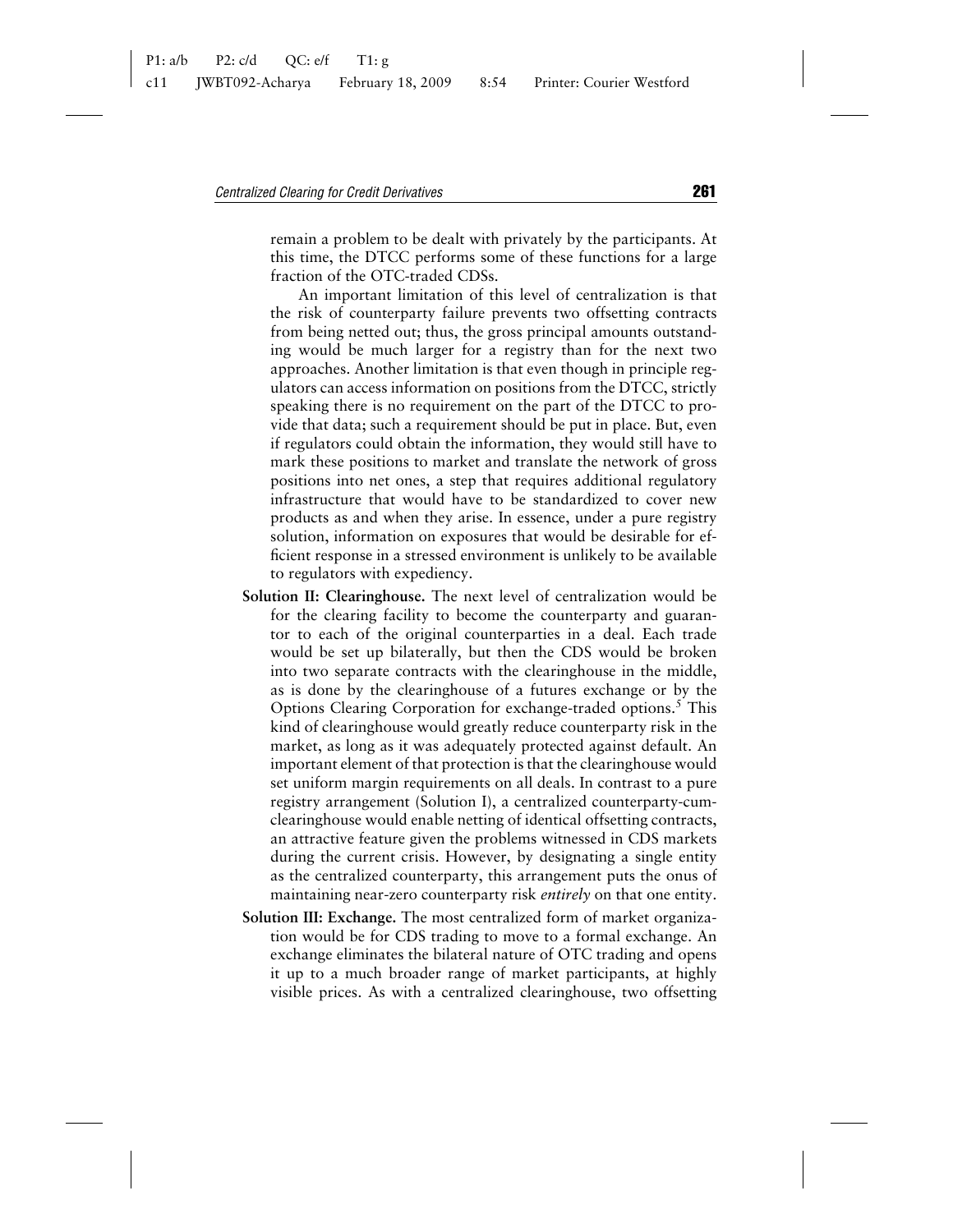remain a problem to be dealt with privately by the participants. At this time, the DTCC performs some of these functions for a large fraction of the OTC-traded CDSs.

An important limitation of this level of centralization is that the risk of counterparty failure prevents two offsetting contracts from being netted out; thus, the gross principal amounts outstanding would be much larger for a registry than for the next two approaches. Another limitation is that even though in principle regulators can access information on positions from the DTCC, strictly speaking there is no requirement on the part of the DTCC to provide that data; such a requirement should be put in place. But, even if regulators could obtain the information, they would still have to mark these positions to market and translate the network of gross positions into net ones, a step that requires additional regulatory infrastructure that would have to be standardized to cover new products as and when they arise. In essence, under a pure registry solution, information on exposures that would be desirable for efficient response in a stressed environment is unlikely to be available to regulators with expediency.

**Solution II: Clearinghouse.** The next level of centralization would be for the clearing facility to become the counterparty and guarantor to each of the original counterparties in a deal. Each trade would be set up bilaterally, but then the CDS would be broken into two separate contracts with the clearinghouse in the middle, as is done by the clearinghouse of a futures exchange or by the Options Clearing Corporation for exchange-traded options.[5] This kind of clearinghouse would greatly reduce counterparty risk in the market, as long as it was adequately protected against default. An important element of that protection is that the clearinghouse would set uniform margin requirements on all deals. In contrast to a pure registry arrangement (Solution I), a centralized counterparty-cum-clearinghouse would enable netting of identical offsetting contracts, an attractive feature given the problems witnessed in CDS markets during the current crisis. However, by designating a single entity as the centralized counterparty, this arrangement puts the onus of maintaining near-zero counterparty risk *entirely* on that one entity.

**Solution III: Exchange.** The most centralized form of market organization would be for CDS trading to move to a formal exchange. An exchange eliminates the bilateral nature of OTC trading and opens it up to a much broader range of market participants, at highly visible prices. As with a centralized clearinghouse, two offsetting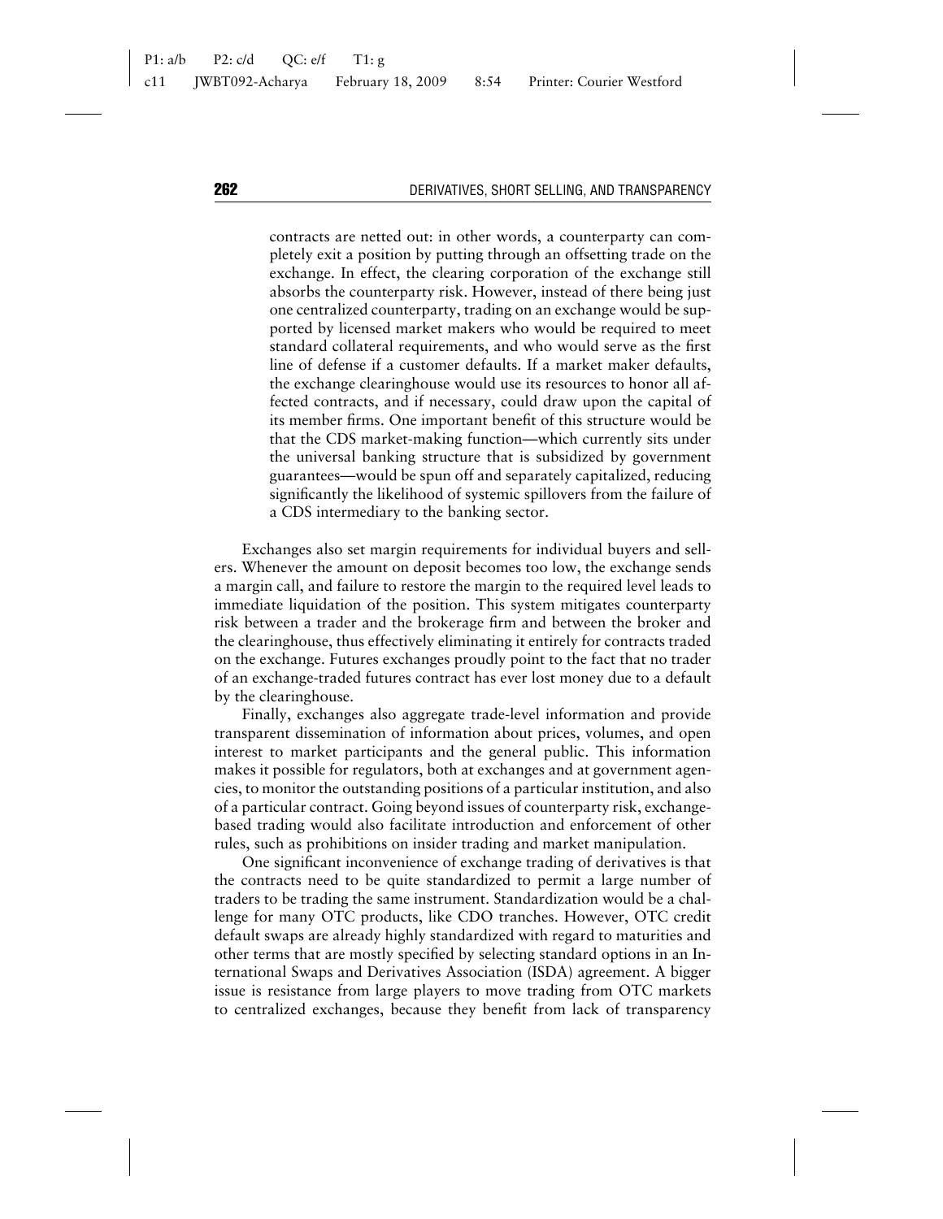> contracts are netted out: in other words, a counterparty can completely exit a position by putting through an offsetting trade on the exchange. In effect, the clearing corporation of the exchange still absorbs the counterparty risk. However, instead of there being just one centralized counterparty, trading on an exchange would be supported by licensed market makers who would be required to meet standard collateral requirements, and who would serve as the first line of defense if a customer defaults. If a market maker defaults, the exchange clearinghouse would use its resources to honor all affected contracts, and if necessary, could draw upon the capital of its member firms. One important benefit of this structure would be that the CDS market-making function—which currently sits under the universal banking structure that is subsidized by government guarantees—would be spun off and separately capitalized, reducing significantly the likelihood of systemic spillovers from the failure of a CDS intermediary to the banking sector.

Exchanges also set margin requirements for individual buyers and sellers. Whenever the amount on deposit becomes too low, the exchange sends a margin call, and failure to restore the margin to the required level leads to immediate liquidation of the position. This system mitigates counterparty risk between a trader and the brokerage firm and between the broker and the clearinghouse, thus effectively eliminating it entirely for contracts traded on the exchange. Futures exchanges proudly point to the fact that no trader of an exchange-traded futures contract has ever lost money due to a default by the clearinghouse.

Finally, exchanges also aggregate trade-level information and provide transparent dissemination of information about prices, volumes, and open interest to market participants and the general public. This information makes it possible for regulators, both at exchanges and at government agencies, to monitor the outstanding positions of a particular institution, and also of a particular contract. Going beyond issues of counterparty risk, exchange-based trading would also facilitate introduction and enforcement of other rules, such as prohibitions on insider trading and market manipulation.

One significant inconvenience of exchange trading of derivatives is that the contracts need to be quite standardized to permit a large number of traders to be trading the same instrument. Standardization would be a challenge for many OTC products, like CDO tranches. However, OTC credit default swaps are already highly standardized with regard to maturities and other terms that are mostly specified by selecting standard options in an International Swaps and Derivatives Association (ISDA) agreement. A bigger issue is resistance from large players to move trading from OTC markets to centralized exchanges, because they benefit from lack of transparency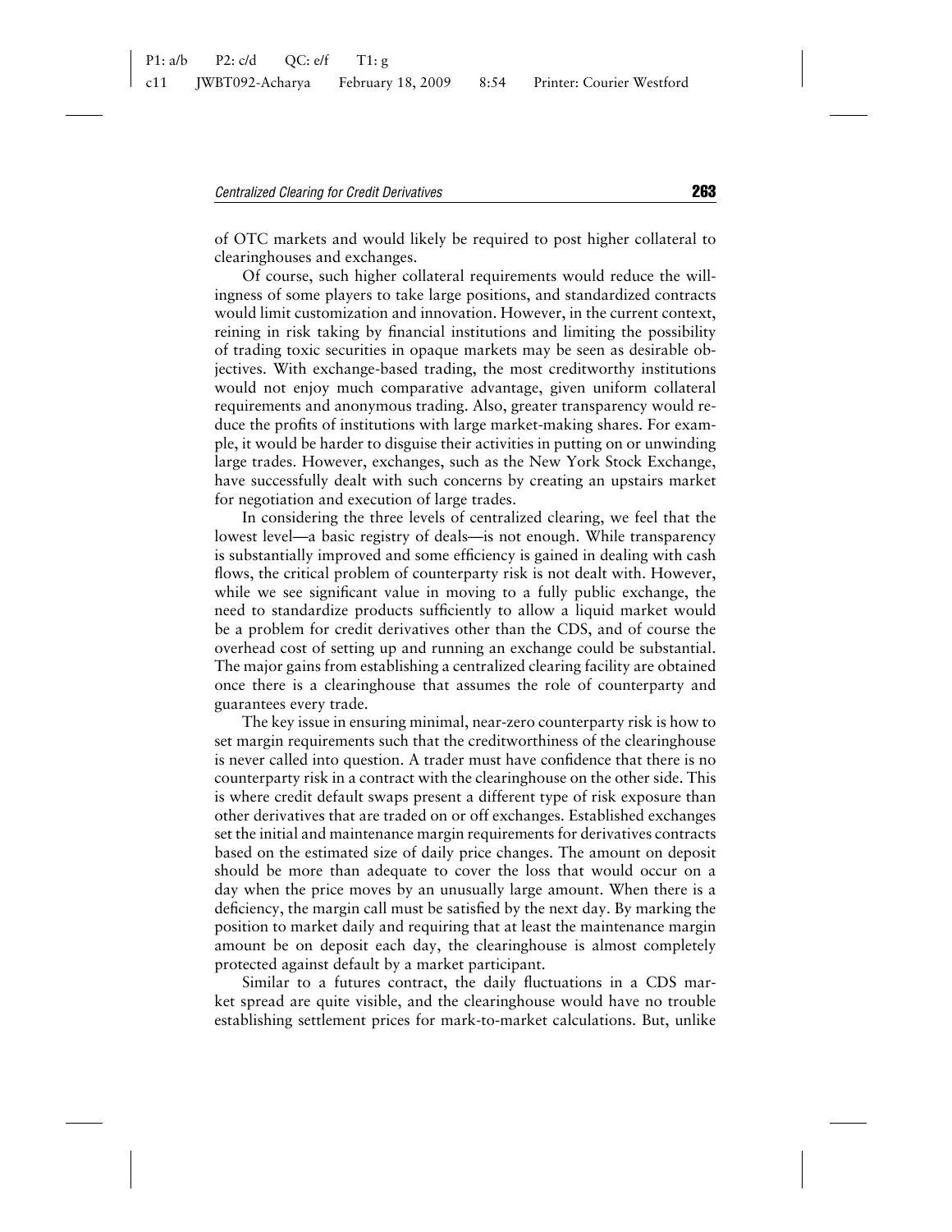of OTC markets and would likely be required to post higher collateral to clearinghouses and exchanges.

Of course, such higher collateral requirements would reduce the willingness of some players to take large positions, and standardized contracts would limit customization and innovation. However, in the current context, reining in risk taking by financial institutions and limiting the possibility of trading toxic securities in opaque markets may be seen as desirable objectives. With exchange-based trading, the most creditworthy institutions would not enjoy much comparative advantage, given uniform collateral requirements and anonymous trading. Also, greater transparency would reduce the profits of institutions with large market-making shares. For example, it would be harder to disguise their activities in putting on or unwinding large trades. However, exchanges, such as the New York Stock Exchange, have successfully dealt with such concerns by creating an upstairs market for negotiation and execution of large trades.

In considering the three levels of centralized clearing, we feel that the lowest level—a basic registry of deals—is not enough. While transparency is substantially improved and some efficiency is gained in dealing with cash flows, the critical problem of counterparty risk is not dealt with. However, while we see significant value in moving to a fully public exchange, the need to standardize products sufficiently to allow a liquid market would be a problem for credit derivatives other than the CDS, and of course the overhead cost of setting up and running an exchange could be substantial. The major gains from establishing a centralized clearing facility are obtained once there is a clearinghouse that assumes the role of counterparty and guarantees every trade.

The key issue in ensuring minimal, near-zero counterparty risk is how to set margin requirements such that the creditworthiness of the clearinghouse is never called into question. A trader must have confidence that there is no counterparty risk in a contract with the clearinghouse on the other side. This is where credit default swaps present a different type of risk exposure than other derivatives that are traded on or off exchanges. Established exchanges set the initial and maintenance margin requirements for derivatives contracts based on the estimated size of daily price changes. The amount on deposit should be more than adequate to cover the loss that would occur on a day when the price moves by an unusually large amount. When there is a deficiency, the margin call must be satisfied by the next day. By marking the position to market daily and requiring that at least the maintenance margin amount be on deposit each day, the clearinghouse is almost completely protected against default by a market participant.

Similar to a futures contract, the daily fluctuations in a CDS market spread are quite visible, and the clearinghouse would have no trouble establishing settlement prices for mark-to-market calculations. But, unlike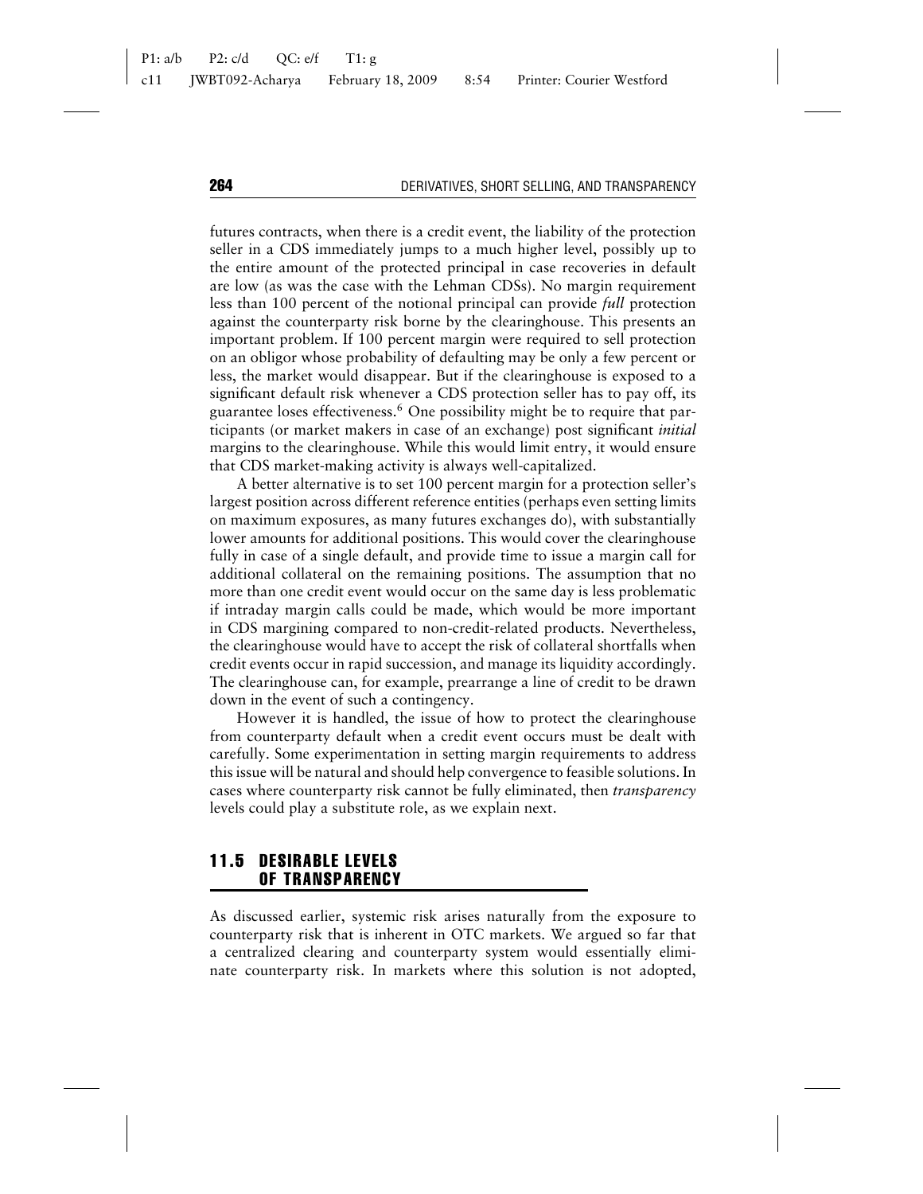futures contracts, when there is a credit event, the liability of the protection seller in a CDS immediately jumps to a much higher level, possibly up to the entire amount of the protected principal in case recoveries in default are low (as was the case with the Lehman CDSs). No margin requirement less than 100 percent of the notional principal can provide *full* protection against the counterparty risk borne by the clearinghouse. This presents an important problem. If 100 percent margin were required to sell protection on an obligor whose probability of defaulting may be only a few percent or less, the market would disappear. But if the clearinghouse is exposed to a significant default risk whenever a CDS protection seller has to pay off, its guarantee loses effectiveness.[6] One possibility might be to require that participants (or market makers in case of an exchange) post significant *initial* margins to the clearinghouse. While this would limit entry, it would ensure that CDS market-making activity is always well-capitalized.

A better alternative is to set 100 percent margin for a protection seller's largest position across different reference entities (perhaps even setting limits on maximum exposures, as many futures exchanges do), with substantially lower amounts for additional positions. This would cover the clearinghouse fully in case of a single default, and provide time to issue a margin call for additional collateral on the remaining positions. The assumption that no more than one credit event would occur on the same day is less problematic if intraday margin calls could be made, which would be more important in CDS margining compared to non-credit-related products. Nevertheless, the clearinghouse would have to accept the risk of collateral shortfalls when credit events occur in rapid succession, and manage its liquidity accordingly. The clearinghouse can, for example, prearrange a line of credit to be drawn down in the event of such a contingency.

However it is handled, the issue of how to protect the clearinghouse from counterparty default when a credit event occurs must be dealt with carefully. Some experimentation in setting margin requirements to address this issue will be natural and should help convergence to feasible solutions. In cases where counterparty risk cannot be fully eliminated, then *transparency* levels could play a substitute role, as we explain next.

## 11.5 DESIRABLE LEVELS OF TRANSPARENCY

As discussed earlier, systemic risk arises naturally from the exposure to counterparty risk that is inherent in OTC markets. We argued so far that a centralized clearing and counterparty system would essentially eliminate counterparty risk. In markets where this solution is not adopted,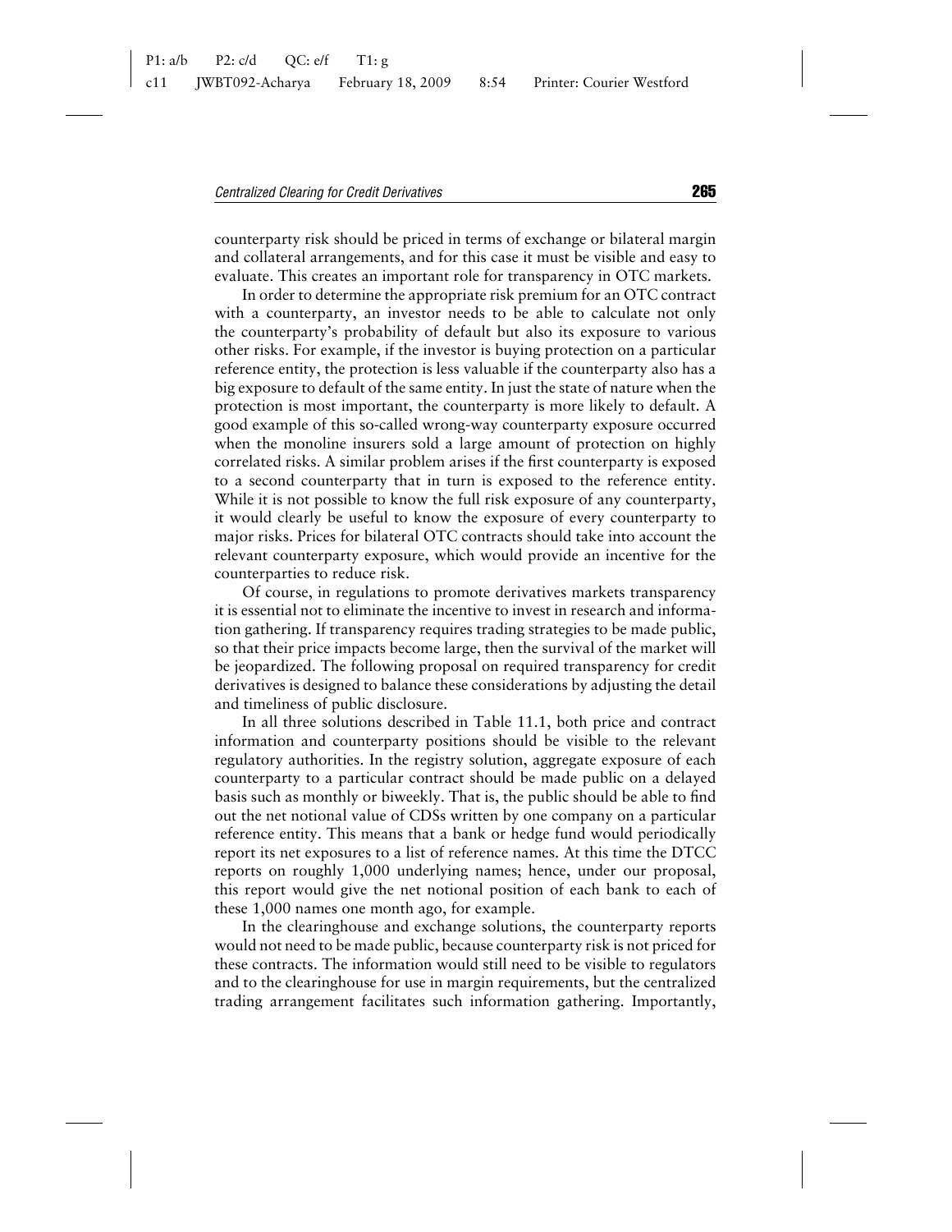counterparty risk should be priced in terms of exchange or bilateral margin and collateral arrangements, and for this case it must be visible and easy to evaluate. This creates an important role for transparency in OTC markets.

In order to determine the appropriate risk premium for an OTC contract with a counterparty, an investor needs to be able to calculate not only the counterparty's probability of default but also its exposure to various other risks. For example, if the investor is buying protection on a particular reference entity, the protection is less valuable if the counterparty also has a big exposure to default of the same entity. In just the state of nature when the protection is most important, the counterparty is more likely to default. A good example of this so-called wrong-way counterparty exposure occurred when the monoline insurers sold a large amount of protection on highly correlated risks. A similar problem arises if the first counterparty is exposed to a second counterparty that in turn is exposed to the reference entity. While it is not possible to know the full risk exposure of any counterparty, it would clearly be useful to know the exposure of every counterparty to major risks. Prices for bilateral OTC contracts should take into account the relevant counterparty exposure, which would provide an incentive for the counterparties to reduce risk.

Of course, in regulations to promote derivatives markets transparency it is essential not to eliminate the incentive to invest in research and information gathering. If transparency requires trading strategies to be made public, so that their price impacts become large, then the survival of the market will be jeopardized. The following proposal on required transparency for credit derivatives is designed to balance these considerations by adjusting the detail and timeliness of public disclosure.

In all three solutions described in Table 11.1, both price and contract information and counterparty positions should be visible to the relevant regulatory authorities. In the registry solution, aggregate exposure of each counterparty to a particular contract should be made public on a delayed basis such as monthly or biweekly. That is, the public should be able to find out the net notional value of CDSs written by one company on a particular reference entity. This means that a bank or hedge fund would periodically report its net exposures to a list of reference names. At this time the DTCC reports on roughly 1,000 underlying names; hence, under our proposal, this report would give the net notional position of each bank to each of these 1,000 names one month ago, for example.

In the clearinghouse and exchange solutions, the counterparty reports would not need to be made public, because counterparty risk is not priced for these contracts. The information would still need to be visible to regulators and to the clearinghouse for use in margin requirements, but the centralized trading arrangement facilitates such information gathering. Importantly,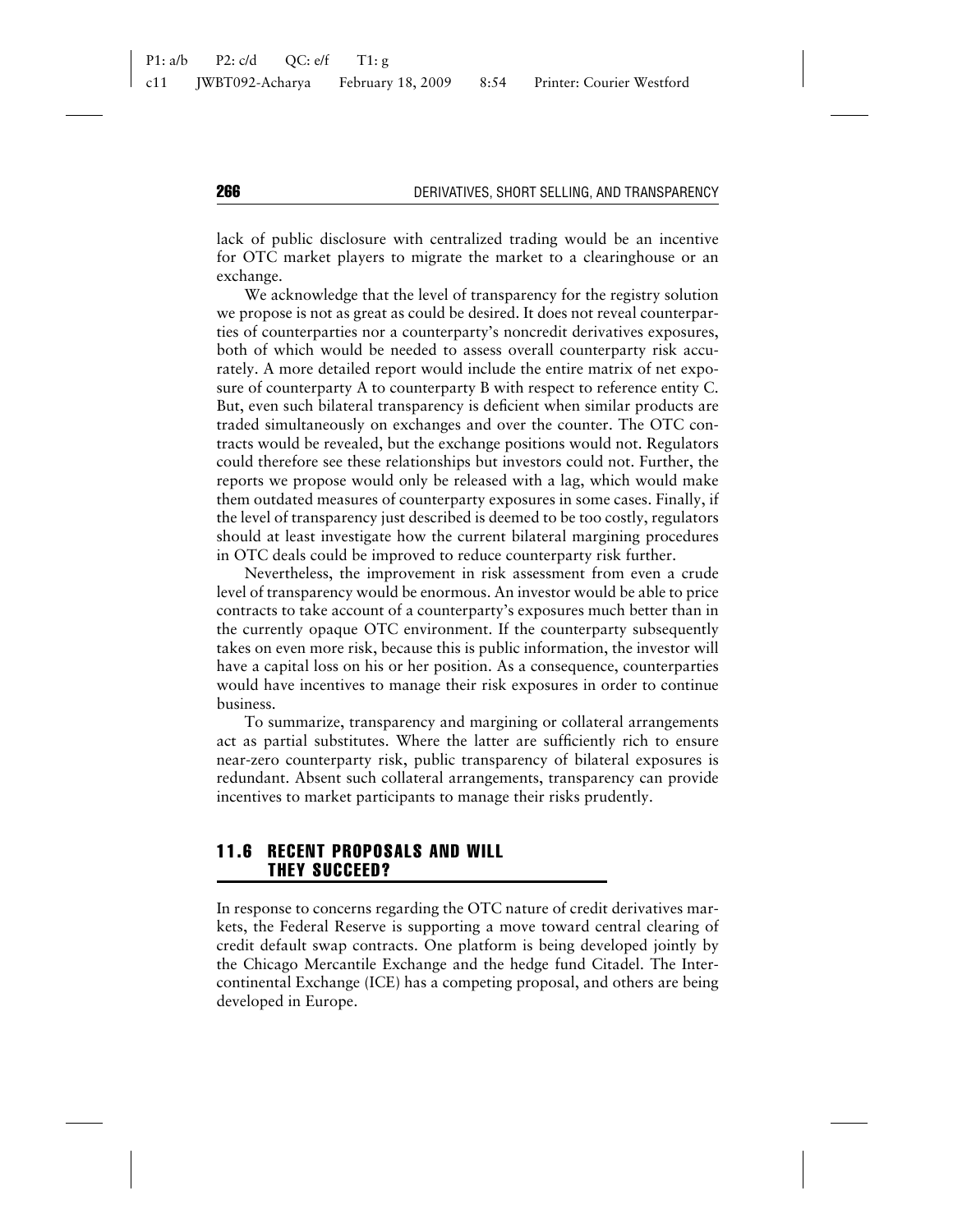lack of public disclosure with centralized trading would be an incentive for OTC market players to migrate the market to a clearinghouse or an exchange.

We acknowledge that the level of transparency for the registry solution we propose is not as great as could be desired. It does not reveal counterparties of counterparties nor a counterparty's noncredit derivatives exposures, both of which would be needed to assess overall counterparty risk accurately. A more detailed report would include the entire matrix of net exposure of counterparty A to counterparty B with respect to reference entity C. But, even such bilateral transparency is deficient when similar products are traded simultaneously on exchanges and over the counter. The OTC contracts would be revealed, but the exchange positions would not. Regulators could therefore see these relationships but investors could not. Further, the reports we propose would only be released with a lag, which would make them outdated measures of counterparty exposures in some cases. Finally, if the level of transparency just described is deemed to be too costly, regulators should at least investigate how the current bilateral margining procedures in OTC deals could be improved to reduce counterparty risk further.

Nevertheless, the improvement in risk assessment from even a crude level of transparency would be enormous. An investor would be able to price contracts to take account of a counterparty's exposures much better than in the currently opaque OTC environment. If the counterparty subsequently takes on even more risk, because this is public information, the investor will have a capital loss on his or her position. As a consequence, counterparties would have incentives to manage their risk exposures in order to continue business.

To summarize, transparency and margining or collateral arrangements act as partial substitutes. Where the latter are sufficiently rich to ensure near-zero counterparty risk, public transparency of bilateral exposures is redundant. Absent such collateral arrangements, transparency can provide incentives to market participants to manage their risks prudently.

## 11.6 RECENT PROPOSALS AND WILL THEY SUCCEED?

In response to concerns regarding the OTC nature of credit derivatives markets, the Federal Reserve is supporting a move toward central clearing of credit default swap contracts. One platform is being developed jointly by the Chicago Mercantile Exchange and the hedge fund Citadel. The Intercontinental Exchange (ICE) has a competing proposal, and others are being developed in Europe.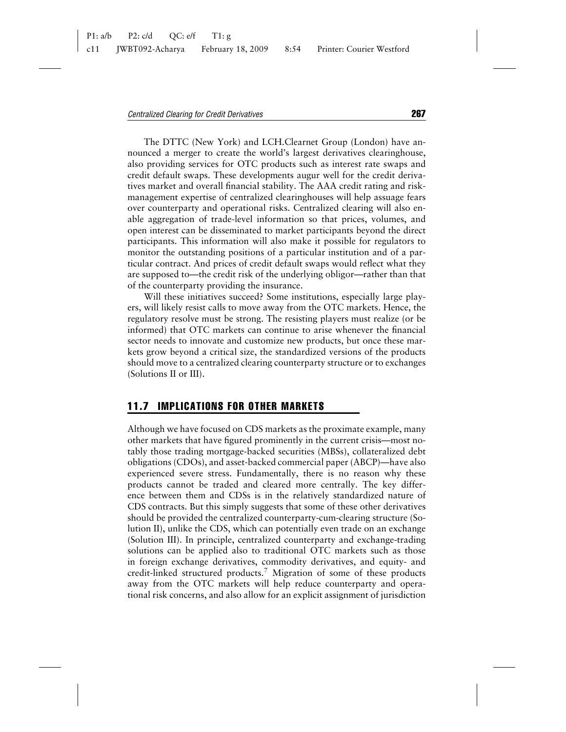The DTTC (New York) and LCH.Clearnet Group (London) have announced a merger to create the world's largest derivatives clearinghouse, also providing services for OTC products such as interest rate swaps and credit default swaps. These developments augur well for the credit derivatives market and overall financial stability. The AAA credit rating and risk-management expertise of centralized clearinghouses will help assuage fears over counterparty and operational risks. Centralized clearing will also enable aggregation of trade-level information so that prices, volumes, and open interest can be disseminated to market participants beyond the direct participants. This information will also make it possible for regulators to monitor the outstanding positions of a particular institution and of a particular contract. And prices of credit default swaps would reflect what they are supposed to—the credit risk of the underlying obligor—rather than that of the counterparty providing the insurance.

Will these initiatives succeed? Some institutions, especially large players, will likely resist calls to move away from the OTC markets. Hence, the regulatory resolve must be strong. The resisting players must realize (or be informed) that OTC markets can continue to arise whenever the financial sector needs to innovate and customize new products, but once these markets grow beyond a critical size, the standardized versions of the products should move to a centralized clearing counterparty structure or to exchanges (Solutions II or III).

## 11.7 IMPLICATIONS FOR OTHER MARKETS

Although we have focused on CDS markets as the proximate example, many other markets that have figured prominently in the current crisis—most notably those trading mortgage-backed securities (MBSs), collateralized debt obligations (CDOs), and asset-backed commercial paper (ABCP)—have also experienced severe stress. Fundamentally, there is no reason why these products cannot be traded and cleared more centrally. The key difference between them and CDSs is in the relatively standardized nature of CDS contracts. But this simply suggests that some of these other derivatives should be provided the centralized counterparty-cum-clearing structure (Solution II), unlike the CDS, which can potentially even trade on an exchange (Solution III). In principle, centralized counterparty and exchange-trading solutions can be applied also to traditional OTC markets such as those in foreign exchange derivatives, commodity derivatives, and equity- and credit-linked structured products.[7] Migration of some of these products away from the OTC markets will help reduce counterparty and operational risk concerns, and also allow for an explicit assignment of jurisdiction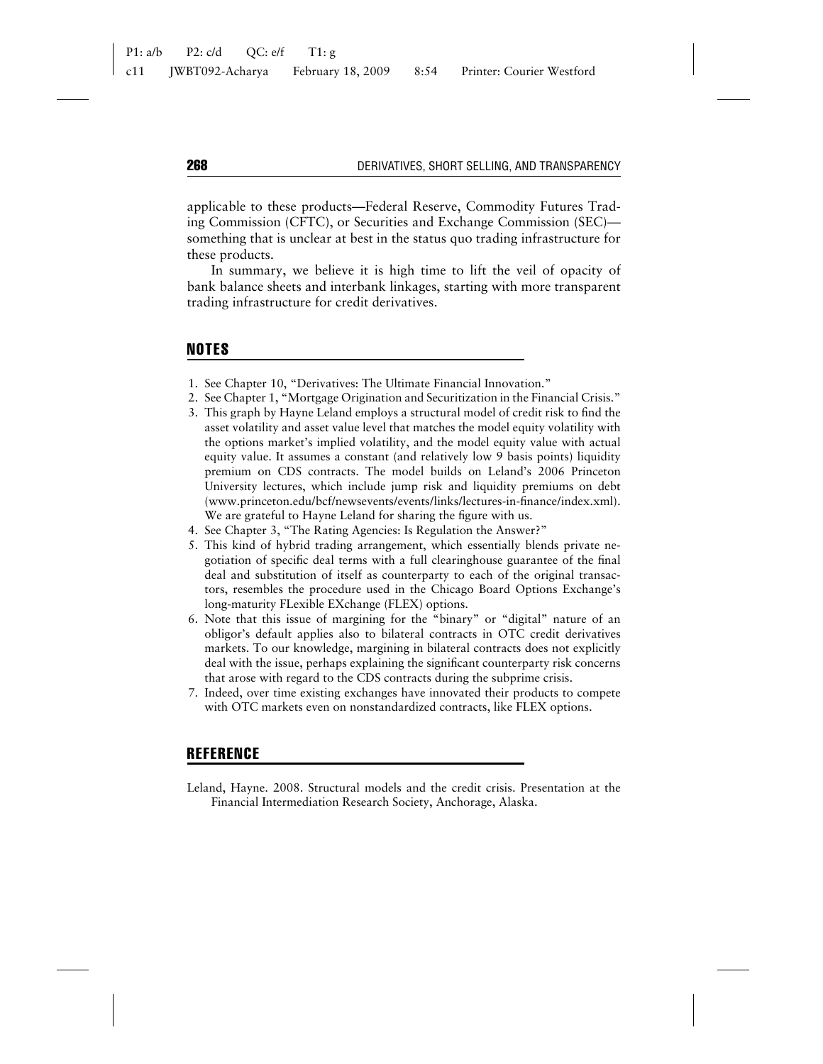applicable to these products—Federal Reserve, Commodity Futures Trading Commission (CFTC), or Securities and Exchange Commission (SEC)—something that is unclear at best in the status quo trading infrastructure for these products.

In summary, we believe it is high time to lift the veil of opacity of bank balance sheets and interbank linkages, starting with more transparent trading infrastructure for credit derivatives.

## NOTES

1. See Chapter 10, "Derivatives: The Ultimate Financial Innovation."
2. See Chapter 1, "Mortgage Origination and Securitization in the Financial Crisis."
3. This graph by Hayne Leland employs a structural model of credit risk to find the asset volatility and asset value level that matches the model equity volatility with the options market's implied volatility, and the model equity value with actual equity value. It assumes a constant (and relatively low 9 basis points) liquidity premium on CDS contracts. The model builds on Leland's 2006 Princeton University lectures, which include jump risk and liquidity premiums on debt (www.princeton.edu/bcf/newsevents/events/links/lectures-in-finance/index.xml). We are grateful to Hayne Leland for sharing the figure with us.
4. See Chapter 3, "The Rating Agencies: Is Regulation the Answer?"
5. This kind of hybrid trading arrangement, which essentially blends private negotiation of specific deal terms with a full clearinghouse guarantee of the final deal and substitution of itself as counterparty to each of the original transactors, resembles the procedure used in the Chicago Board Options Exchange's long-maturity FLexible EXchange (FLEX) options.
6. Note that this issue of margining for the "binary" or "digital" nature of an obligor's default applies also to bilateral contracts in OTC credit derivatives markets. To our knowledge, margining in bilateral contracts does not explicitly deal with the issue, perhaps explaining the significant counterparty risk concerns that arose with regard to the CDS contracts during the subprime crisis.
7. Indeed, over time existing exchanges have innovated their products to compete with OTC markets even on nonstandardized contracts, like FLEX options.

## REFERENCE

Leland, Hayne. 2008. Structural models and the credit crisis. Presentation at the Financial Intermediation Research Society, Anchorage, Alaska.